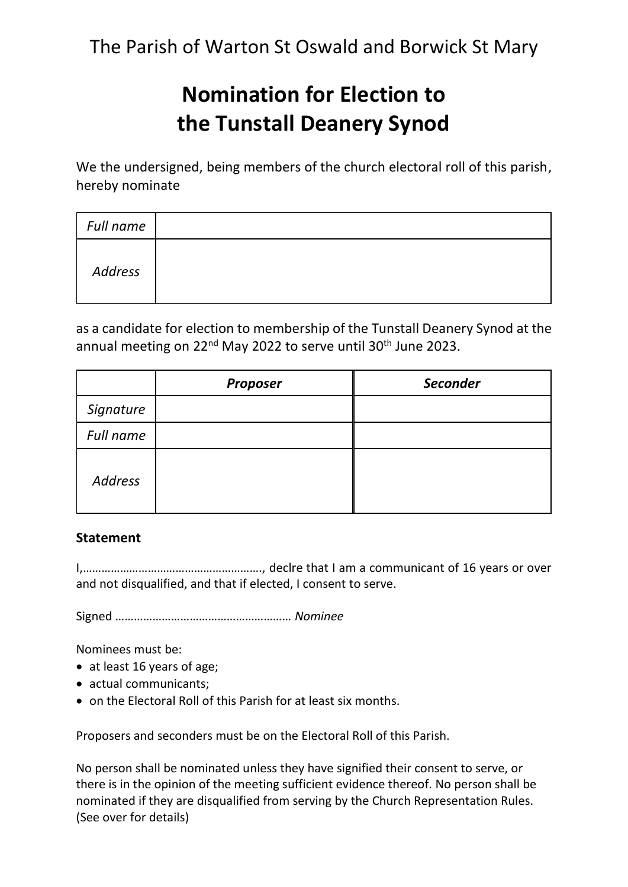The Parish of Warton St Oswald and Borwick St Mary

# Nomination for Election to the Tunstall Deanery Synod

We the undersigned, being members of the church electoral roll of this parish, hereby nominate

| | |
|---|---|
| *Full name* | |
| *Address* | |

as a candidate for election to membership of the Tunstall Deanery Synod at the annual meeting on 22nd May 2022 to serve until 30th June 2023.

| | ***Proposer*** | ***Seconder*** |
|---|---|---|
| *Signature* | | |
| *Full name* | | |
| *Address* | | |

**Statement**

I,…………………………………………………, declre that I am a communicant of 16 years or over and not disqualified, and that if elected, I consent to serve.

Signed ………………………………………………… *Nominee*

Nominees must be:

- at least 16 years of age;
- actual communicants;
- on the Electoral Roll of this Parish for at least six months.

Proposers and seconders must be on the Electoral Roll of this Parish.

No person shall be nominated unless they have signified their consent to serve, or there is in the opinion of the meeting sufficient evidence thereof. No person shall be nominated if they are disqualified from serving by the Church Representation Rules. (See over for details)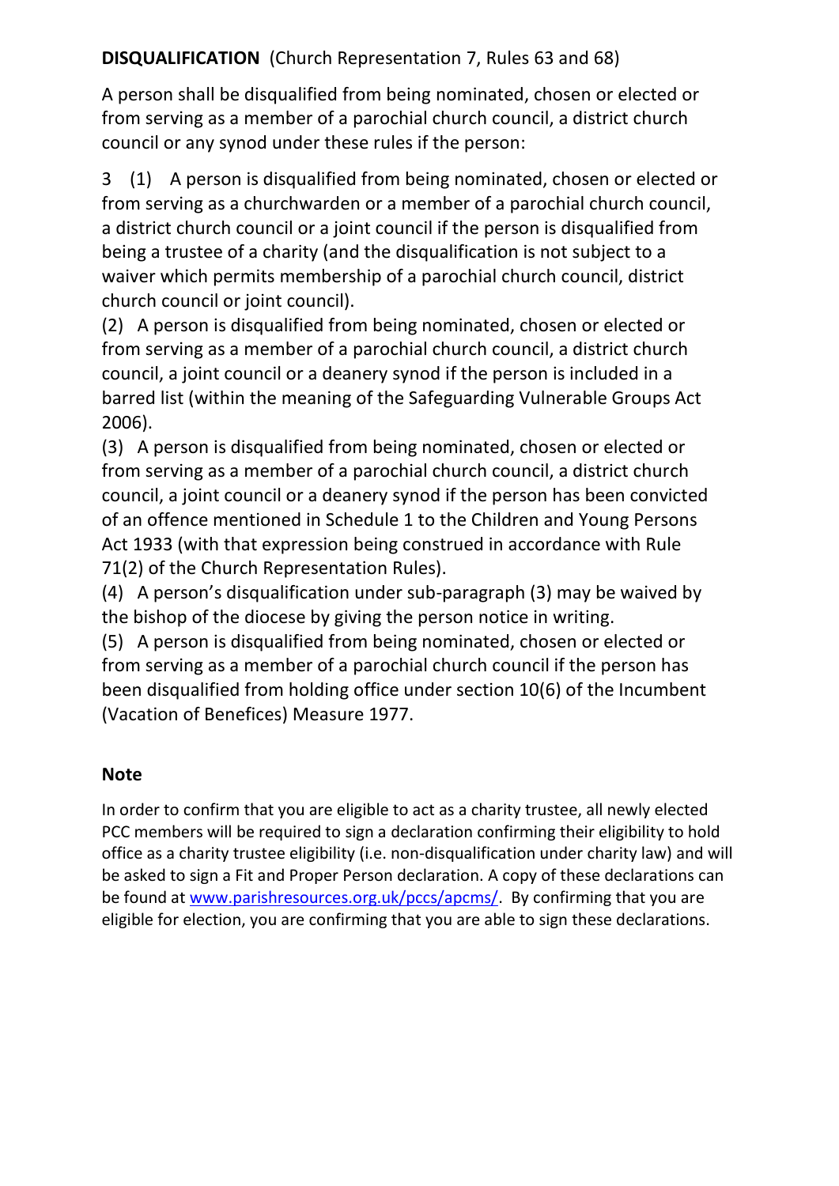**DISQUALIFICATION** (Church Representation 7, Rules 63 and 68)

A person shall be disqualified from being nominated, chosen or elected or from serving as a member of a parochial church council, a district church council or any synod under these rules if the person:

3 (1) A person is disqualified from being nominated, chosen or elected or from serving as a churchwarden or a member of a parochial church council, a district church council or a joint council if the person is disqualified from being a trustee of a charity (and the disqualification is not subject to a waiver which permits membership of a parochial church council, district church council or joint council).

(2) A person is disqualified from being nominated, chosen or elected or from serving as a member of a parochial church council, a district church council, a joint council or a deanery synod if the person is included in a barred list (within the meaning of the Safeguarding Vulnerable Groups Act 2006).

(3) A person is disqualified from being nominated, chosen or elected or from serving as a member of a parochial church council, a district church council, a joint council or a deanery synod if the person has been convicted of an offence mentioned in Schedule 1 to the Children and Young Persons Act 1933 (with that expression being construed in accordance with Rule 71(2) of the Church Representation Rules).

(4) A person's disqualification under sub-paragraph (3) may be waived by the bishop of the diocese by giving the person notice in writing.

(5) A person is disqualified from being nominated, chosen or elected or from serving as a member of a parochial church council if the person has been disqualified from holding office under section 10(6) of the Incumbent (Vacation of Benefices) Measure 1977.

**Note**

In order to confirm that you are eligible to act as a charity trustee, all newly elected PCC members will be required to sign a declaration confirming their eligibility to hold office as a charity trustee eligibility (i.e. non-disqualification under charity law) and will be asked to sign a Fit and Proper Person declaration. A copy of these declarations can be found at www.parishresources.org.uk/pccs/apcms/. By confirming that you are eligible for election, you are confirming that you are able to sign these declarations.